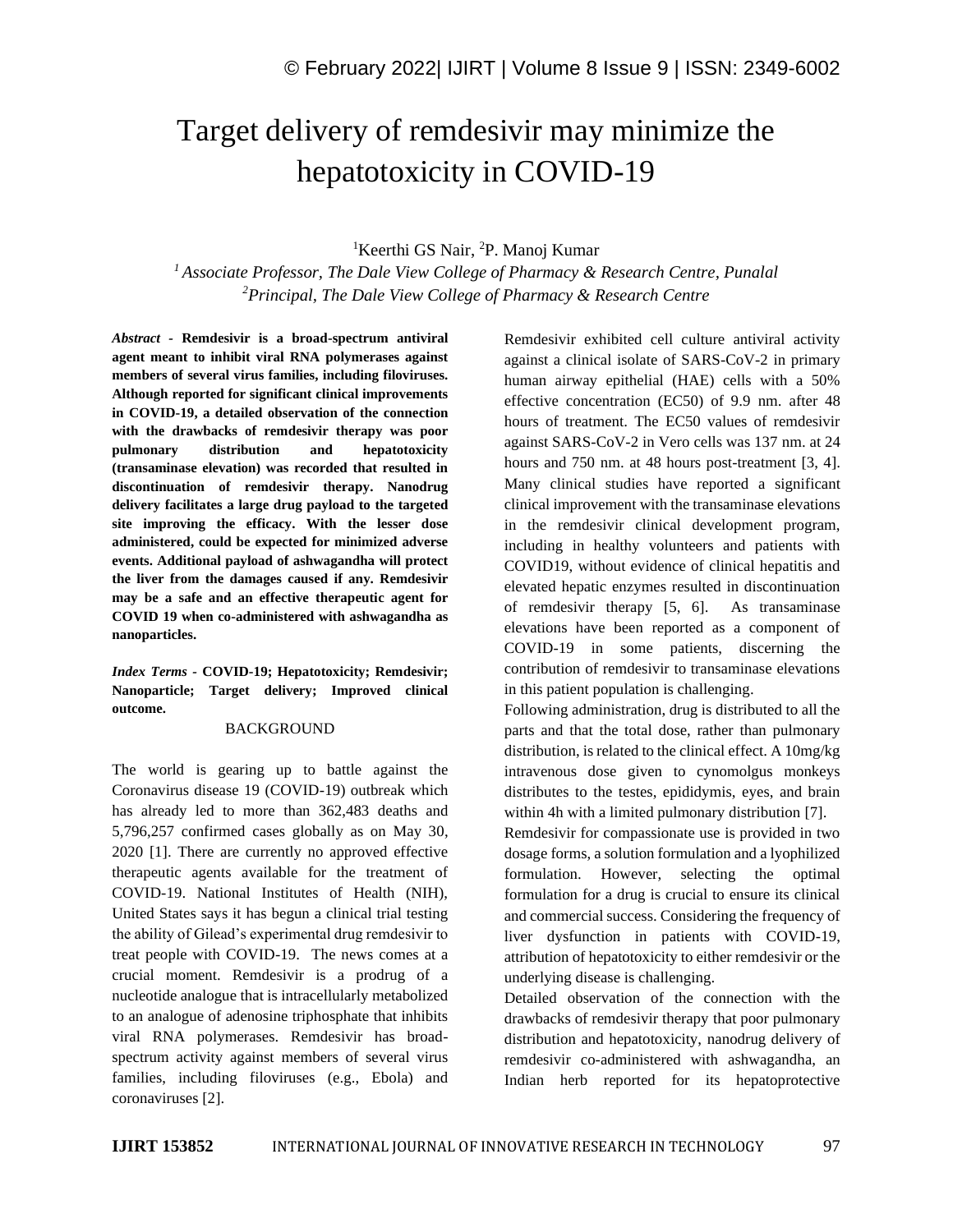# Target delivery of remdesivir may minimize the hepatotoxicity in COVID-19

[1]Keerthi GS Nair, [2]P. Manoj Kumar

*[1] Associate Professor, The Dale View College of Pharmacy & Research Centre, Punalal*
*[2]Principal, The Dale View College of Pharmacy & Research Centre*

***Abstract* - Remdesivir is a broad-spectrum antiviral agent meant to inhibit viral RNA polymerases against members of several virus families, including filoviruses. Although reported for significant clinical improvements in COVID-19, a detailed observation of the connection with the drawbacks of remdesivir therapy was poor pulmonary distribution and hepatotoxicity (transaminase elevation) was recorded that resulted in discontinuation of remdesivir therapy. Nanodrug delivery facilitates a large drug payload to the targeted site improving the efficacy. With the lesser dose administered, could be expected for minimized adverse events. Additional payload of ashwagandha will protect the liver from the damages caused if any. Remdesivir may be a safe and an effective therapeutic agent for COVID 19 when co-administered with ashwagandha as nanoparticles.**

***Index Terms* - COVID-19; Hepatotoxicity; Remdesivir; Nanoparticle; Target delivery; Improved clinical outcome.**

## BACKGROUND

The world is gearing up to battle against the Coronavirus disease 19 (COVID-19) outbreak which has already led to more than 362,483 deaths and 5,796,257 confirmed cases globally as on May 30, 2020 [1]. There are currently no approved effective therapeutic agents available for the treatment of COVID-19. National Institutes of Health (NIH), United States says it has begun a clinical trial testing the ability of Gilead's experimental drug remdesivir to treat people with COVID-19. The news comes at a crucial moment. Remdesivir is a prodrug of a nucleotide analogue that is intracellularly metabolized to an analogue of adenosine triphosphate that inhibits viral RNA polymerases. Remdesivir has broad-spectrum activity against members of several virus families, including filoviruses (e.g., Ebola) and coronaviruses [2].

Remdesivir exhibited cell culture antiviral activity against a clinical isolate of SARS-CoV-2 in primary human airway epithelial (HAE) cells with a 50% effective concentration (EC50) of 9.9 nm. after 48 hours of treatment. The EC50 values of remdesivir against SARS-CoV-2 in Vero cells was 137 nm. at 24 hours and 750 nm. at 48 hours post-treatment [3, 4]. Many clinical studies have reported a significant clinical improvement with the transaminase elevations in the remdesivir clinical development program, including in healthy volunteers and patients with COVID19, without evidence of clinical hepatitis and elevated hepatic enzymes resulted in discontinuation of remdesivir therapy [5, 6]. As transaminase elevations have been reported as a component of COVID-19 in some patients, discerning the contribution of remdesivir to transaminase elevations in this patient population is challenging.

Following administration, drug is distributed to all the parts and that the total dose, rather than pulmonary distribution, is related to the clinical effect. A 10mg/kg intravenous dose given to cynomolgus monkeys distributes to the testes, epididymis, eyes, and brain within 4h with a limited pulmonary distribution [7].

Remdesivir for compassionate use is provided in two dosage forms, a solution formulation and a lyophilized formulation. However, selecting the optimal formulation for a drug is crucial to ensure its clinical and commercial success. Considering the frequency of liver dysfunction in patients with COVID-19, attribution of hepatotoxicity to either remdesivir or the underlying disease is challenging.

Detailed observation of the connection with the drawbacks of remdesivir therapy that poor pulmonary distribution and hepatotoxicity, nanodrug delivery of remdesivir co-administered with ashwagandha, an Indian herb reported for its hepatoprotective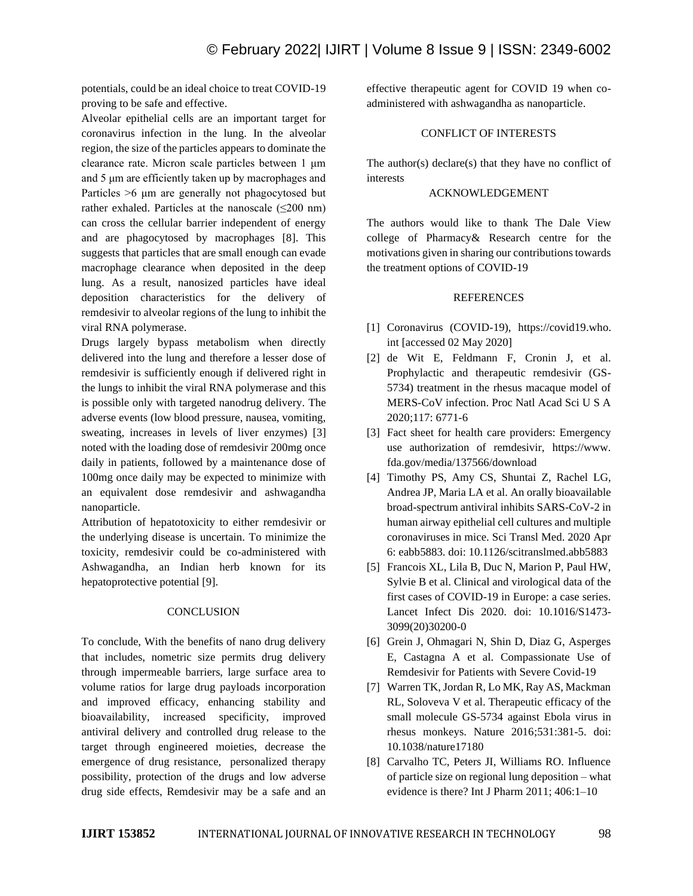potentials, could be an ideal choice to treat COVID-19 proving to be safe and effective.

Alveolar epithelial cells are an important target for coronavirus infection in the lung. In the alveolar region, the size of the particles appears to dominate the clearance rate. Micron scale particles between 1 μm and 5 μm are efficiently taken up by macrophages and Particles >6 μm are generally not phagocytosed but rather exhaled. Particles at the nanoscale (≤200 nm) can cross the cellular barrier independent of energy and are phagocytosed by macrophages [8]. This suggests that particles that are small enough can evade macrophage clearance when deposited in the deep lung. As a result, nanosized particles have ideal deposition characteristics for the delivery of remdesivir to alveolar regions of the lung to inhibit the viral RNA polymerase.

Drugs largely bypass metabolism when directly delivered into the lung and therefore a lesser dose of remdesivir is sufficiently enough if delivered right in the lungs to inhibit the viral RNA polymerase and this is possible only with targeted nanodrug delivery. The adverse events (low blood pressure, nausea, vomiting, sweating, increases in levels of liver enzymes) [3] noted with the loading dose of remdesivir 200mg once daily in patients, followed by a maintenance dose of 100mg once daily may be expected to minimize with an equivalent dose remdesivir and ashwagandha nanoparticle.

Attribution of hepatotoxicity to either remdesivir or the underlying disease is uncertain. To minimize the toxicity, remdesivir could be co-administered with Ashwagandha, an Indian herb known for its hepatoprotective potential [9].

## CONCLUSION

To conclude, With the benefits of nano drug delivery that includes, nometric size permits drug delivery through impermeable barriers, large surface area to volume ratios for large drug payloads incorporation and improved efficacy, enhancing stability and bioavailability, increased specificity, improved antiviral delivery and controlled drug release to the target through engineered moieties, decrease the emergence of drug resistance, personalized therapy possibility, protection of the drugs and low adverse drug side effects, Remdesivir may be a safe and an effective therapeutic agent for COVID 19 when co-administered with ashwagandha as nanoparticle.

## CONFLICT OF INTERESTS

The author(s) declare(s) that they have no conflict of interests

## ACKNOWLEDGEMENT

The authors would like to thank The Dale View college of Pharmacy& Research centre for the motivations given in sharing our contributions towards the treatment options of COVID-19

## REFERENCES

[1] Coronavirus (COVID-19), https://covid19.who.int [accessed 02 May 2020]

[2] de Wit E, Feldmann F, Cronin J, et al. Prophylactic and therapeutic remdesivir (GS-5734) treatment in the rhesus macaque model of MERS-CoV infection. Proc Natl Acad Sci U S A 2020;117: 6771-6

[3] Fact sheet for health care providers: Emergency use authorization of remdesivir, https://www.fda.gov/media/137566/download

[4] Timothy PS, Amy CS, Shuntai Z, Rachel LG, Andrea JP, Maria LA et al. An orally bioavailable broad-spectrum antiviral inhibits SARS-CoV-2 in human airway epithelial cell cultures and multiple coronaviruses in mice. Sci Transl Med. 2020 Apr 6: eabb5883. doi: 10.1126/scitranslmed.abb5883

[5] Francois XL, Lila B, Duc N, Marion P, Paul HW, Sylvie B et al. Clinical and virological data of the first cases of COVID-19 in Europe: a case series. Lancet Infect Dis 2020. doi: 10.1016/S1473-3099(20)30200-0

[6] Grein J, Ohmagari N, Shin D, Diaz G, Asperges E, Castagna A et al. Compassionate Use of Remdesivir for Patients with Severe Covid-19

[7] Warren TK, Jordan R, Lo MK, Ray AS, Mackman RL, Soloveva V et al. Therapeutic efficacy of the small molecule GS-5734 against Ebola virus in rhesus monkeys. Nature 2016;531:381-5. doi: 10.1038/nature17180

[8] Carvalho TC, Peters JI, Williams RO. Influence of particle size on regional lung deposition – what evidence is there? Int J Pharm 2011; 406:1–10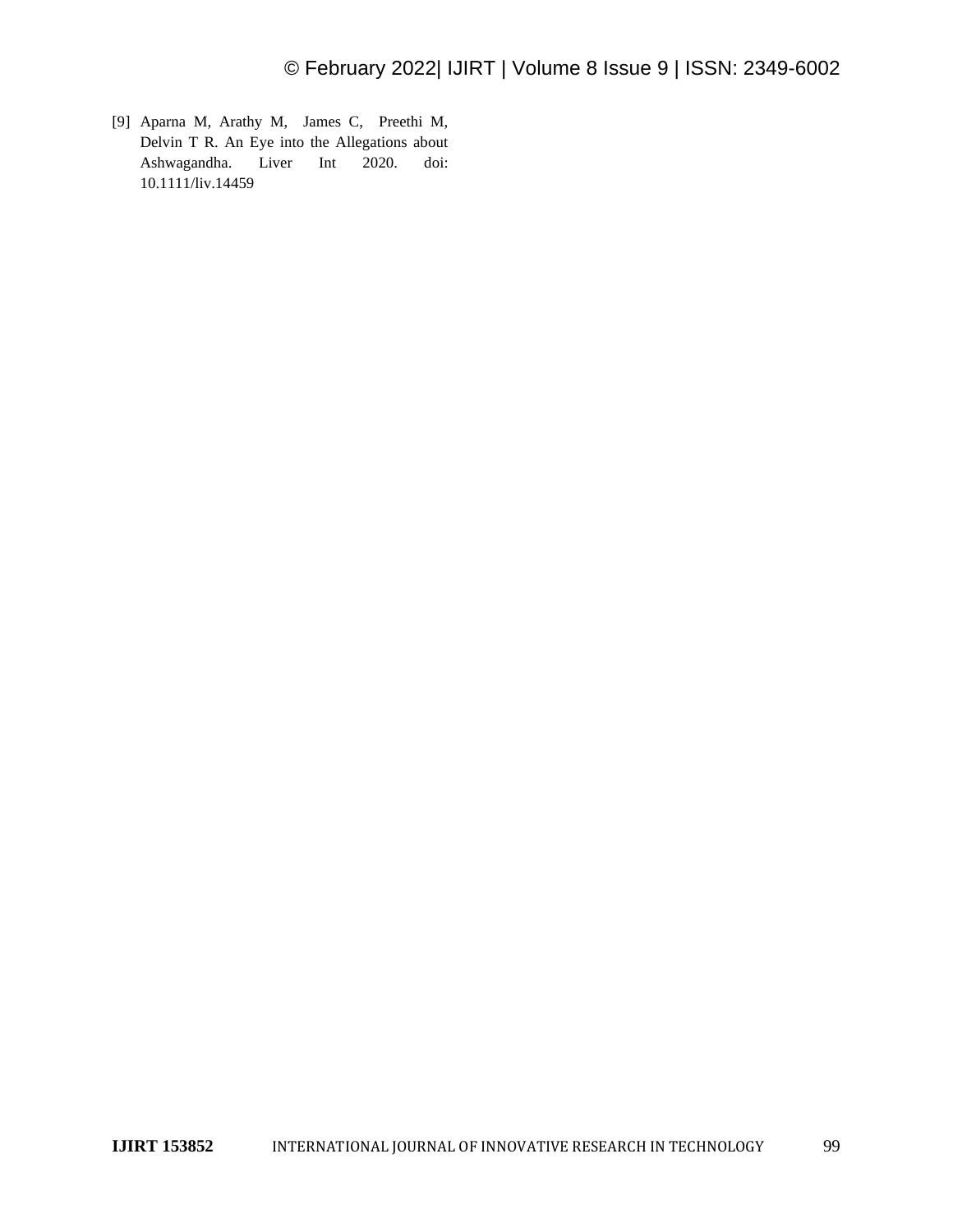[9] Aparna M, Arathy M, James C, Preethi M, Delvin T R. An Eye into the Allegations about Ashwagandha. Liver Int 2020. doi: 10.1111/liv.14459